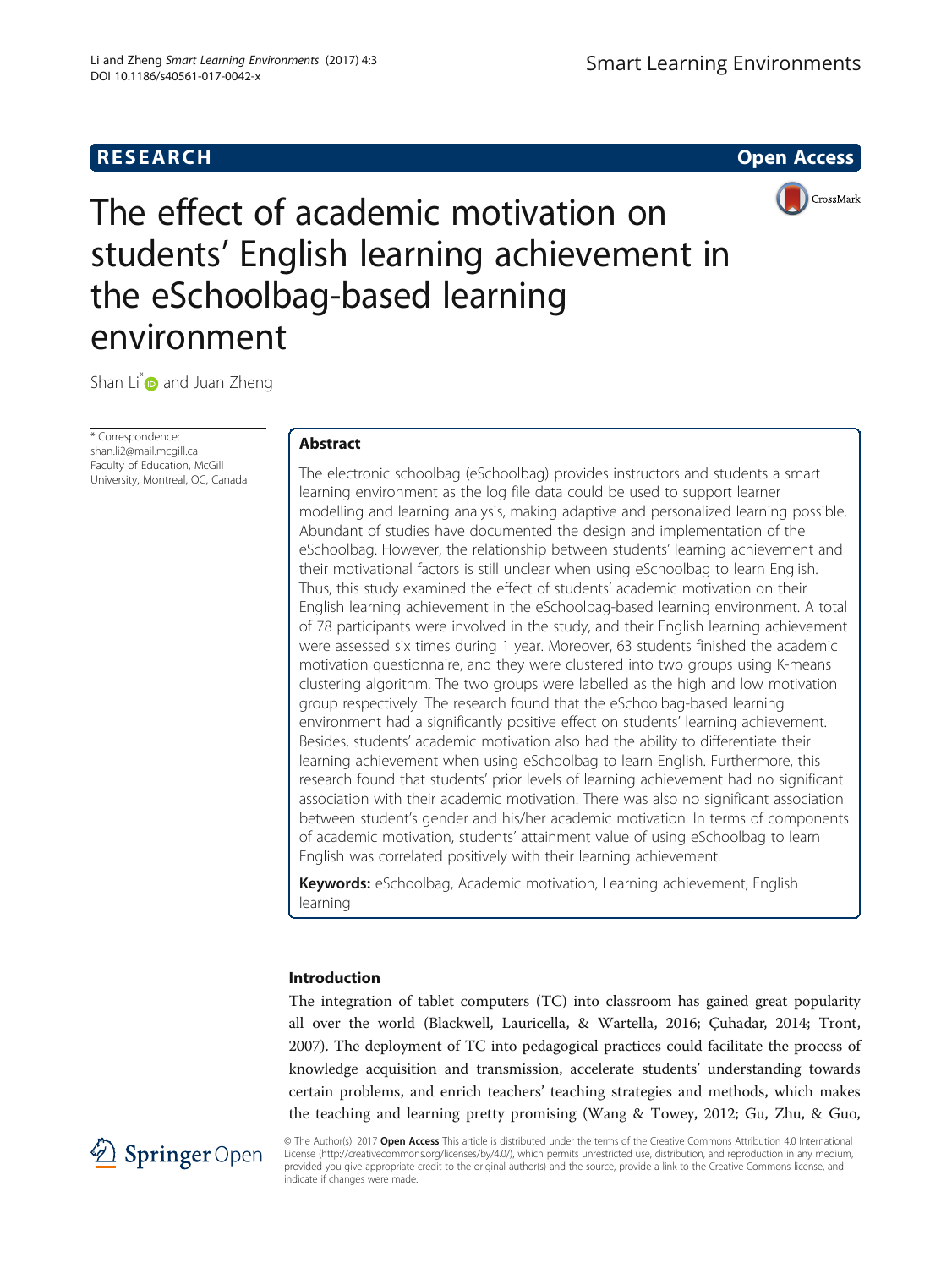RESEARCH Open Access

# The effect of academic motivation on students' English learning achievement in the eSchoolbag-based learning environment

Shan Li* and Juan Zheng

* Correspondence: shan.li2@mail.mcgill.ca
Faculty of Education, McGill University, Montreal, QC, Canada

## Abstract

The electronic schoolbag (eSchoolbag) provides instructors and students a smart learning environment as the log file data could be used to support learner modelling and learning analysis, making adaptive and personalized learning possible. Abundant of studies have documented the design and implementation of the eSchoolbag. However, the relationship between students' learning achievement and their motivational factors is still unclear when using eSchoolbag to learn English. Thus, this study examined the effect of students' academic motivation on their English learning achievement in the eSchoolbag-based learning environment. A total of 78 participants were involved in the study, and their English learning achievement were assessed six times during 1 year. Moreover, 63 students finished the academic motivation questionnaire, and they were clustered into two groups using K-means clustering algorithm. The two groups were labelled as the high and low motivation group respectively. The research found that the eSchoolbag-based learning environment had a significantly positive effect on students' learning achievement. Besides, students' academic motivation also had the ability to differentiate their learning achievement when using eSchoolbag to learn English. Furthermore, this research found that students' prior levels of learning achievement had no significant association with their academic motivation. There was also no significant association between student's gender and his/her academic motivation. In terms of components of academic motivation, students' attainment value of using eSchoolbag to learn English was correlated positively with their learning achievement.

**Keywords:** eSchoolbag, Academic motivation, Learning achievement, English learning

## Introduction

The integration of tablet computers (TC) into classroom has gained great popularity all over the world (Blackwell, Lauricella, & Wartella, 2016; Çuhadar, 2014; Tront, 2007). The deployment of TC into pedagogical practices could facilitate the process of knowledge acquisition and transmission, accelerate students' understanding towards certain problems, and enrich teachers' teaching strategies and methods, which makes the teaching and learning pretty promising (Wang & Towey, 2012; Gu, Zhu, & Guo,

© The Author(s). 2017 **Open Access** This article is distributed under the terms of the Creative Commons Attribution 4.0 International License (http://creativecommons.org/licenses/by/4.0/), which permits unrestricted use, distribution, and reproduction in any medium, provided you give appropriate credit to the original author(s) and the source, provide a link to the Creative Commons license, and indicate if changes were made.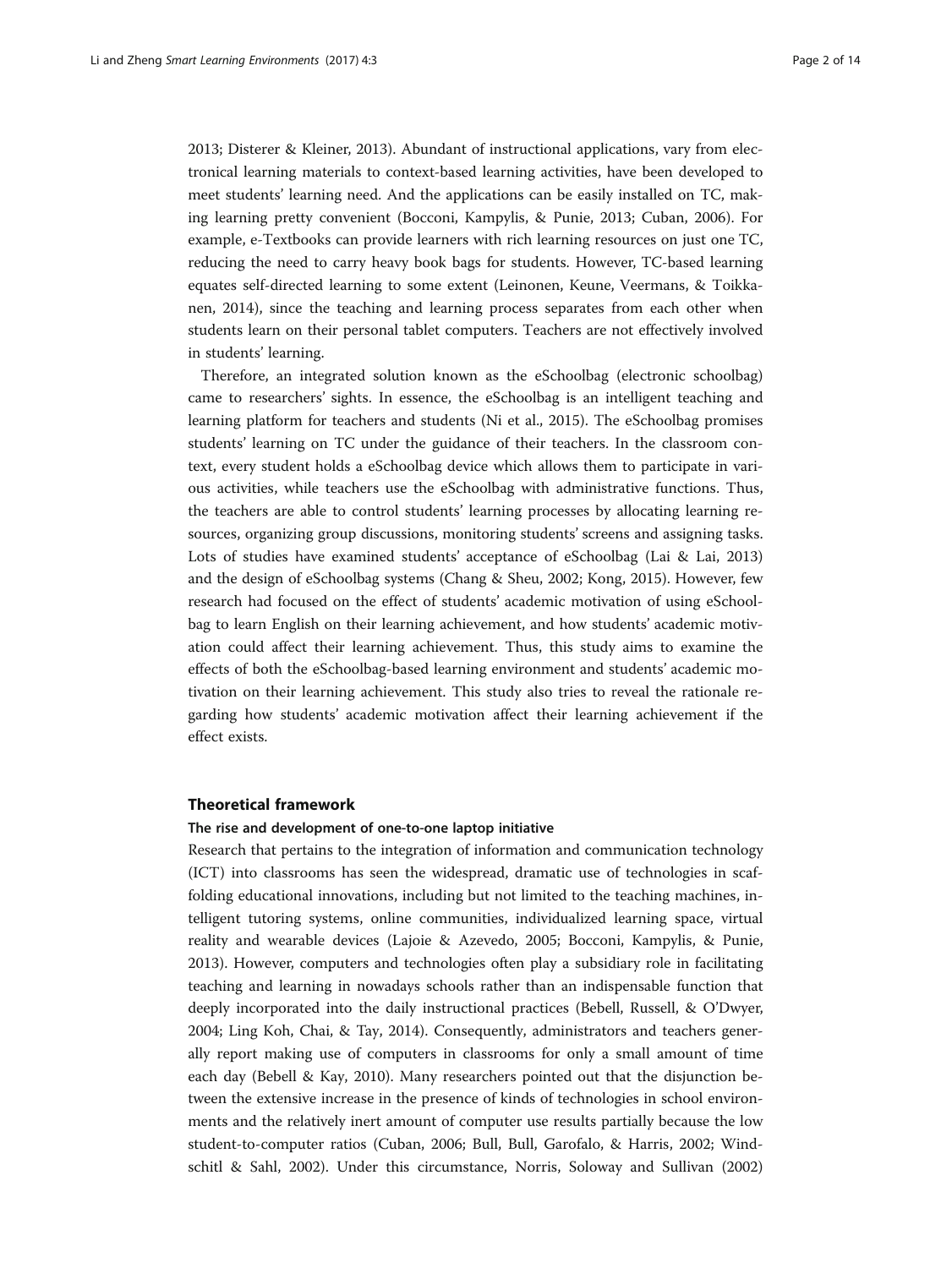2013; Disterer & Kleiner, 2013). Abundant of instructional applications, vary from electronical learning materials to context-based learning activities, have been developed to meet students' learning need. And the applications can be easily installed on TC, making learning pretty convenient (Bocconi, Kampylis, & Punie, 2013; Cuban, 2006). For example, e-Textbooks can provide learners with rich learning resources on just one TC, reducing the need to carry heavy book bags for students. However, TC-based learning equates self-directed learning to some extent (Leinonen, Keune, Veermans, & Toikkanen, 2014), since the teaching and learning process separates from each other when students learn on their personal tablet computers. Teachers are not effectively involved in students' learning.

Therefore, an integrated solution known as the eSchoolbag (electronic schoolbag) came to researchers' sights. In essence, the eSchoolbag is an intelligent teaching and learning platform for teachers and students (Ni et al., 2015). The eSchoolbag promises students' learning on TC under the guidance of their teachers. In the classroom context, every student holds a eSchoolbag device which allows them to participate in various activities, while teachers use the eSchoolbag with administrative functions. Thus, the teachers are able to control students' learning processes by allocating learning resources, organizing group discussions, monitoring students' screens and assigning tasks. Lots of studies have examined students' acceptance of eSchoolbag (Lai & Lai, 2013) and the design of eSchoolbag systems (Chang & Sheu, 2002; Kong, 2015). However, few research had focused on the effect of students' academic motivation of using eSchoolbag to learn English on their learning achievement, and how students' academic motivation could affect their learning achievement. Thus, this study aims to examine the effects of both the eSchoolbag-based learning environment and students' academic motivation on their learning achievement. This study also tries to reveal the rationale regarding how students' academic motivation affect their learning achievement if the effect exists.

## Theoretical framework

### The rise and development of one-to-one laptop initiative

Research that pertains to the integration of information and communication technology (ICT) into classrooms has seen the widespread, dramatic use of technologies in scaffolding educational innovations, including but not limited to the teaching machines, intelligent tutoring systems, online communities, individualized learning space, virtual reality and wearable devices (Lajoie & Azevedo, 2005; Bocconi, Kampylis, & Punie, 2013). However, computers and technologies often play a subsidiary role in facilitating teaching and learning in nowadays schools rather than an indispensable function that deeply incorporated into the daily instructional practices (Bebell, Russell, & O'Dwyer, 2004; Ling Koh, Chai, & Tay, 2014). Consequently, administrators and teachers generally report making use of computers in classrooms for only a small amount of time each day (Bebell & Kay, 2010). Many researchers pointed out that the disjunction between the extensive increase in the presence of kinds of technologies in school environments and the relatively inert amount of computer use results partially because the low student-to-computer ratios (Cuban, 2006; Bull, Bull, Garofalo, & Harris, 2002; Windschitl & Sahl, 2002). Under this circumstance, Norris, Soloway and Sullivan (2002)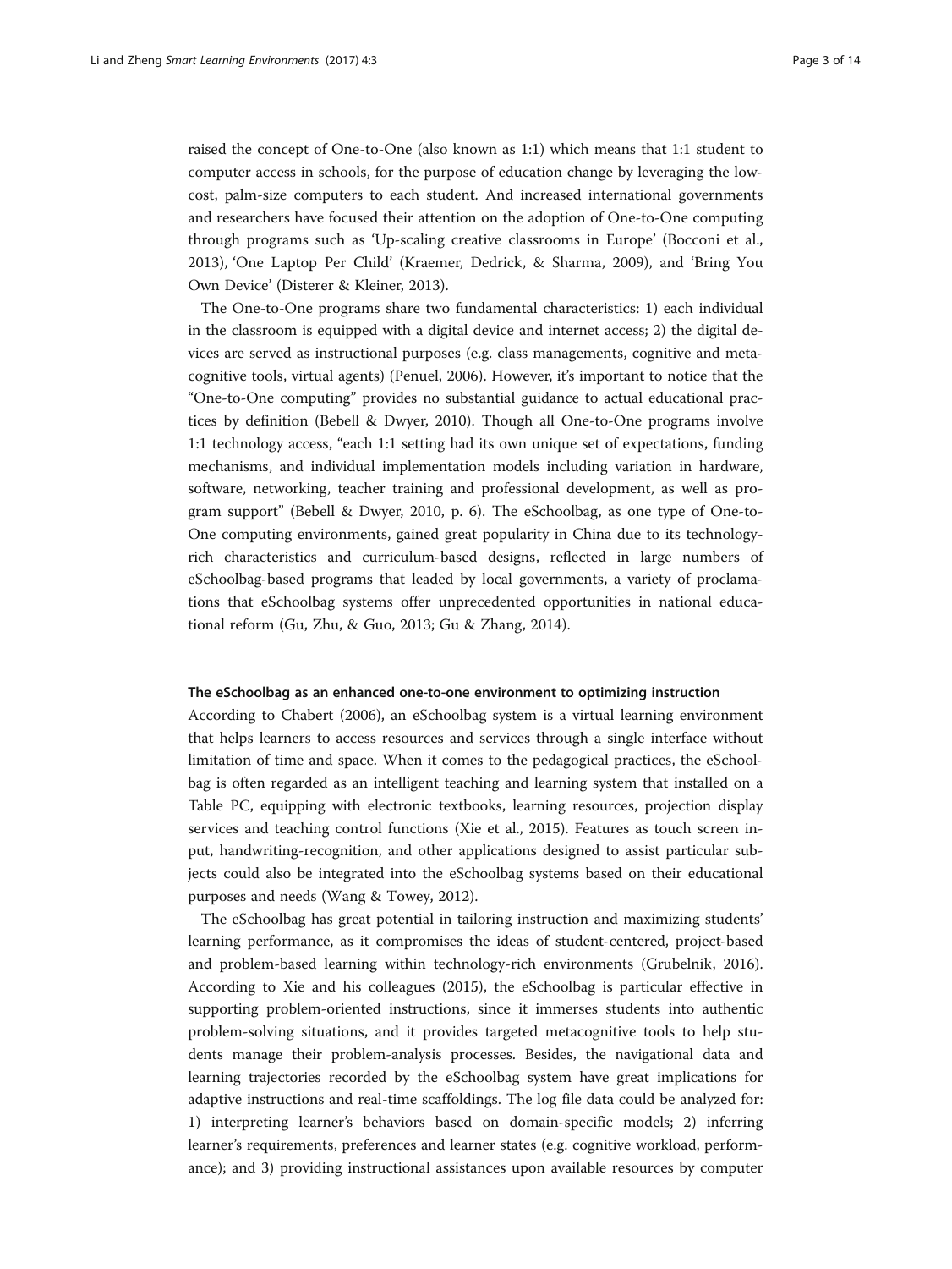raised the concept of One-to-One (also known as 1:1) which means that 1:1 student to computer access in schools, for the purpose of education change by leveraging the low-cost, palm-size computers to each student. And increased international governments and researchers have focused their attention on the adoption of One-to-One computing through programs such as 'Up-scaling creative classrooms in Europe' (Bocconi et al., 2013), 'One Laptop Per Child' (Kraemer, Dedrick, & Sharma, 2009), and 'Bring You Own Device' (Disterer & Kleiner, 2013).

The One-to-One programs share two fundamental characteristics: 1) each individual in the classroom is equipped with a digital device and internet access; 2) the digital devices are served as instructional purposes (e.g. class managements, cognitive and metacognitive tools, virtual agents) (Penuel, 2006). However, it's important to notice that the "One-to-One computing" provides no substantial guidance to actual educational practices by definition (Bebell & Dwyer, 2010). Though all One-to-One programs involve 1:1 technology access, "each 1:1 setting had its own unique set of expectations, funding mechanisms, and individual implementation models including variation in hardware, software, networking, teacher training and professional development, as well as program support" (Bebell & Dwyer, 2010, p. 6). The eSchoolbag, as one type of One-to-One computing environments, gained great popularity in China due to its technology-rich characteristics and curriculum-based designs, reflected in large numbers of eSchoolbag-based programs that leaded by local governments, a variety of proclamations that eSchoolbag systems offer unprecedented opportunities in national educational reform (Gu, Zhu, & Guo, 2013; Gu & Zhang, 2014).

### The eSchoolbag as an enhanced one-to-one environment to optimizing instruction

According to Chabert (2006), an eSchoolbag system is a virtual learning environment that helps learners to access resources and services through a single interface without limitation of time and space. When it comes to the pedagogical practices, the eSchoolbag is often regarded as an intelligent teaching and learning system that installed on a Table PC, equipping with electronic textbooks, learning resources, projection display services and teaching control functions (Xie et al., 2015). Features as touch screen input, handwriting-recognition, and other applications designed to assist particular subjects could also be integrated into the eSchoolbag systems based on their educational purposes and needs (Wang & Towey, 2012).

The eSchoolbag has great potential in tailoring instruction and maximizing students' learning performance, as it compromises the ideas of student-centered, project-based and problem-based learning within technology-rich environments (Grubelnik, 2016). According to Xie and his colleagues (2015), the eSchoolbag is particular effective in supporting problem-oriented instructions, since it immerses students into authentic problem-solving situations, and it provides targeted metacognitive tools to help students manage their problem-analysis processes. Besides, the navigational data and learning trajectories recorded by the eSchoolbag system have great implications for adaptive instructions and real-time scaffoldings. The log file data could be analyzed for: 1) interpreting learner's behaviors based on domain-specific models; 2) inferring learner's requirements, preferences and learner states (e.g. cognitive workload, performance); and 3) providing instructional assistances upon available resources by computer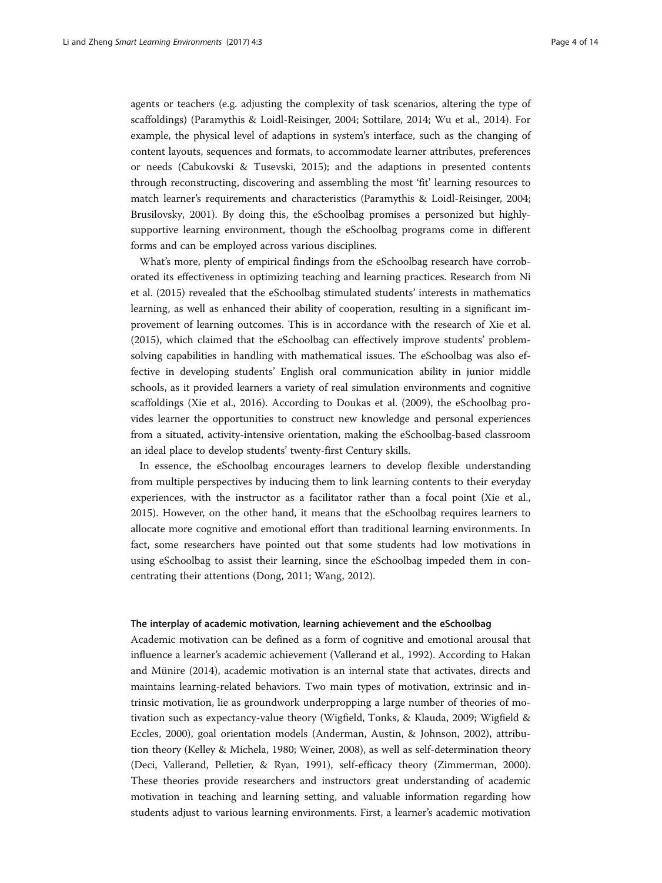agents or teachers (e.g. adjusting the complexity of task scenarios, altering the type of scaffoldings) (Paramythis & Loidl-Reisinger, 2004; Sottilare, 2014; Wu et al., 2014). For example, the physical level of adaptions in system's interface, such as the changing of content layouts, sequences and formats, to accommodate learner attributes, preferences or needs (Cabukovski & Tusevski, 2015); and the adaptions in presented contents through reconstructing, discovering and assembling the most 'fit' learning resources to match learner's requirements and characteristics (Paramythis & Loidl-Reisinger, 2004; Brusilovsky, 2001). By doing this, the eSchoolbag promises a personized but highly-supportive learning environment, though the eSchoolbag programs come in different forms and can be employed across various disciplines.

What's more, plenty of empirical findings from the eSchoolbag research have corroborated its effectiveness in optimizing teaching and learning practices. Research from Ni et al. (2015) revealed that the eSchoolbag stimulated students' interests in mathematics learning, as well as enhanced their ability of cooperation, resulting in a significant improvement of learning outcomes. This is in accordance with the research of Xie et al. (2015), which claimed that the eSchoolbag can effectively improve students' problem-solving capabilities in handling with mathematical issues. The eSchoolbag was also effective in developing students' English oral communication ability in junior middle schools, as it provided learners a variety of real simulation environments and cognitive scaffoldings (Xie et al., 2016). According to Doukas et al. (2009), the eSchoolbag provides learner the opportunities to construct new knowledge and personal experiences from a situated, activity-intensive orientation, making the eSchoolbag-based classroom an ideal place to develop students' twenty-first Century skills.

In essence, the eSchoolbag encourages learners to develop flexible understanding from multiple perspectives by inducing them to link learning contents to their everyday experiences, with the instructor as a facilitator rather than a focal point (Xie et al., 2015). However, on the other hand, it means that the eSchoolbag requires learners to allocate more cognitive and emotional effort than traditional learning environments. In fact, some researchers have pointed out that some students had low motivations in using eSchoolbag to assist their learning, since the eSchoolbag impeded them in concentrating their attentions (Dong, 2011; Wang, 2012).

#### The interplay of academic motivation, learning achievement and the eSchoolbag

Academic motivation can be defined as a form of cognitive and emotional arousal that influence a learner's academic achievement (Vallerand et al., 1992). According to Hakan and Münire (2014), academic motivation is an internal state that activates, directs and maintains learning-related behaviors. Two main types of motivation, extrinsic and intrinsic motivation, lie as groundwork underpropping a large number of theories of motivation such as expectancy-value theory (Wigfield, Tonks, & Klauda, 2009; Wigfield & Eccles, 2000), goal orientation models (Anderman, Austin, & Johnson, 2002), attribution theory (Kelley & Michela, 1980; Weiner, 2008), as well as self-determination theory (Deci, Vallerand, Pelletier, & Ryan, 1991), self-efficacy theory (Zimmerman, 2000). These theories provide researchers and instructors great understanding of academic motivation in teaching and learning setting, and valuable information regarding how students adjust to various learning environments. First, a learner's academic motivation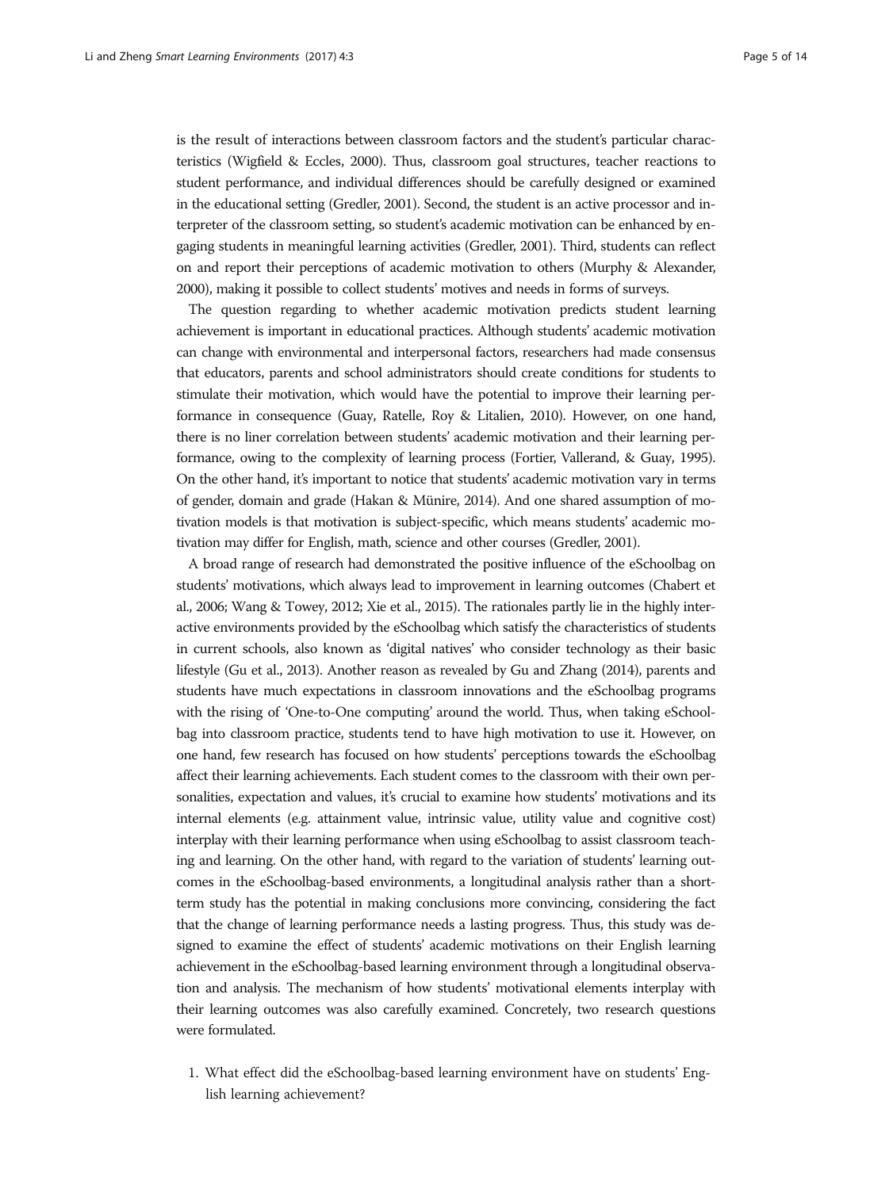is the result of interactions between classroom factors and the student's particular characteristics (Wigfield & Eccles, 2000). Thus, classroom goal structures, teacher reactions to student performance, and individual differences should be carefully designed or examined in the educational setting (Gredler, 2001). Second, the student is an active processor and interpreter of the classroom setting, so student's academic motivation can be enhanced by engaging students in meaningful learning activities (Gredler, 2001). Third, students can reflect on and report their perceptions of academic motivation to others (Murphy & Alexander, 2000), making it possible to collect students' motives and needs in forms of surveys.

The question regarding to whether academic motivation predicts student learning achievement is important in educational practices. Although students' academic motivation can change with environmental and interpersonal factors, researchers had made consensus that educators, parents and school administrators should create conditions for students to stimulate their motivation, which would have the potential to improve their learning performance in consequence (Guay, Ratelle, Roy & Litalien, 2010). However, on one hand, there is no liner correlation between students' academic motivation and their learning performance, owing to the complexity of learning process (Fortier, Vallerand, & Guay, 1995). On the other hand, it's important to notice that students' academic motivation vary in terms of gender, domain and grade (Hakan & Münire, 2014). And one shared assumption of motivation models is that motivation is subject-specific, which means students' academic motivation may differ for English, math, science and other courses (Gredler, 2001).

A broad range of research had demonstrated the positive influence of the eSchoolbag on students' motivations, which always lead to improvement in learning outcomes (Chabert et al., 2006; Wang & Towey, 2012; Xie et al., 2015). The rationales partly lie in the highly interactive environments provided by the eSchoolbag which satisfy the characteristics of students in current schools, also known as 'digital natives' who consider technology as their basic lifestyle (Gu et al., 2013). Another reason as revealed by Gu and Zhang (2014), parents and students have much expectations in classroom innovations and the eSchoolbag programs with the rising of 'One-to-One computing' around the world. Thus, when taking eSchoolbag into classroom practice, students tend to have high motivation to use it. However, on one hand, few research has focused on how students' perceptions towards the eSchoolbag affect their learning achievements. Each student comes to the classroom with their own personalities, expectation and values, it's crucial to examine how students' motivations and its internal elements (e.g. attainment value, intrinsic value, utility value and cognitive cost) interplay with their learning performance when using eSchoolbag to assist classroom teaching and learning. On the other hand, with regard to the variation of students' learning outcomes in the eSchoolbag-based environments, a longitudinal analysis rather than a short-term study has the potential in making conclusions more convincing, considering the fact that the change of learning performance needs a lasting progress. Thus, this study was designed to examine the effect of students' academic motivations on their English learning achievement in the eSchoolbag-based learning environment through a longitudinal observation and analysis. The mechanism of how students' motivational elements interplay with their learning outcomes was also carefully examined. Concretely, two research questions were formulated.

1. What effect did the eSchoolbag-based learning environment have on students' English learning achievement?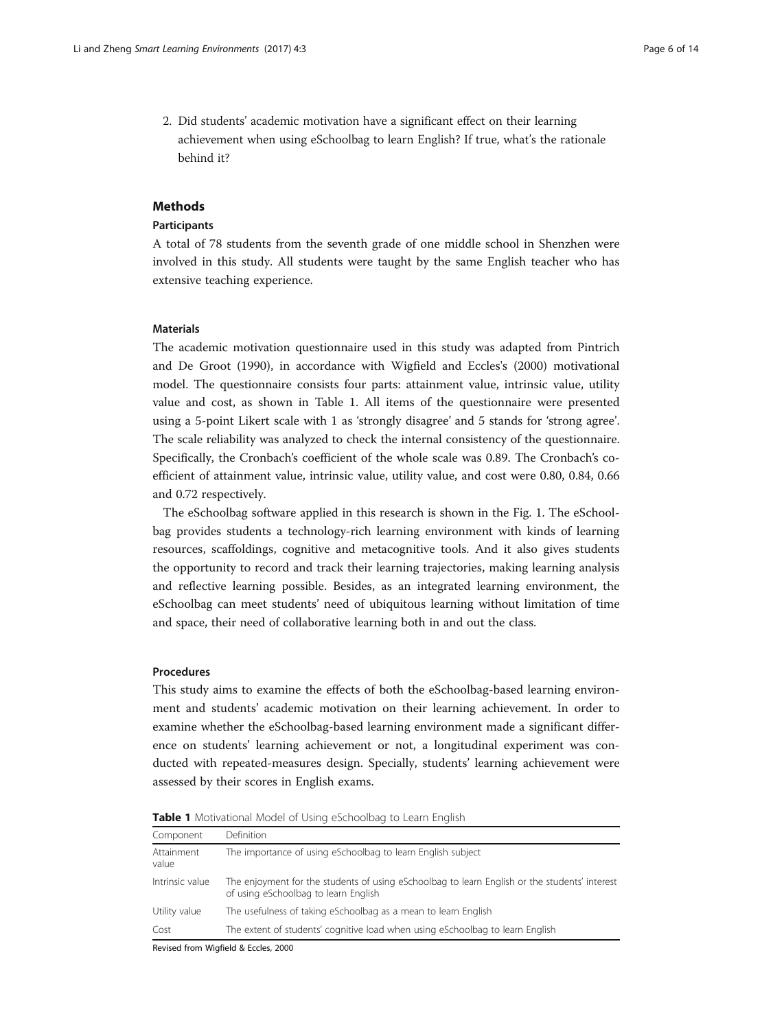2. Did students' academic motivation have a significant effect on their learning achievement when using eSchoolbag to learn English? If true, what's the rationale behind it?

## Methods

### Participants

A total of 78 students from the seventh grade of one middle school in Shenzhen were involved in this study. All students were taught by the same English teacher who has extensive teaching experience.

### Materials

The academic motivation questionnaire used in this study was adapted from Pintrich and De Groot (1990), in accordance with Wigfield and Eccles's (2000) motivational model. The questionnaire consists four parts: attainment value, intrinsic value, utility value and cost, as shown in Table 1. All items of the questionnaire were presented using a 5-point Likert scale with 1 as 'strongly disagree' and 5 stands for 'strong agree'. The scale reliability was analyzed to check the internal consistency of the questionnaire. Specifically, the Cronbach's coefficient of the whole scale was 0.89. The Cronbach's coefficient of attainment value, intrinsic value, utility value, and cost were 0.80, 0.84, 0.66 and 0.72 respectively.

The eSchoolbag software applied in this research is shown in the Fig. 1. The eSchoolbag provides students a technology-rich learning environment with kinds of learning resources, scaffoldings, cognitive and metacognitive tools. And it also gives students the opportunity to record and track their learning trajectories, making learning analysis and reflective learning possible. Besides, as an integrated learning environment, the eSchoolbag can meet students' need of ubiquitous learning without limitation of time and space, their need of collaborative learning both in and out the class.

### Procedures

This study aims to examine the effects of both the eSchoolbag-based learning environment and students' academic motivation on their learning achievement. In order to examine whether the eSchoolbag-based learning environment made a significant difference on students' learning achievement or not, a longitudinal experiment was conducted with repeated-measures design. Specially, students' learning achievement were assessed by their scores in English exams.

**Table 1** Motivational Model of Using eSchoolbag to Learn English

| Component | Definition |
|---|---|
| Attainment value | The importance of using eSchoolbag to learn English subject |
| Intrinsic value | The enjoyment for the students of using eSchoolbag to learn English or the students' interest of using eSchoolbag to learn English |
| Utility value | The usefulness of taking eSchoolbag as a mean to learn English |
| Cost | The extent of students' cognitive load when using eSchoolbag to learn English |

Revised from Wigfield & Eccles, 2000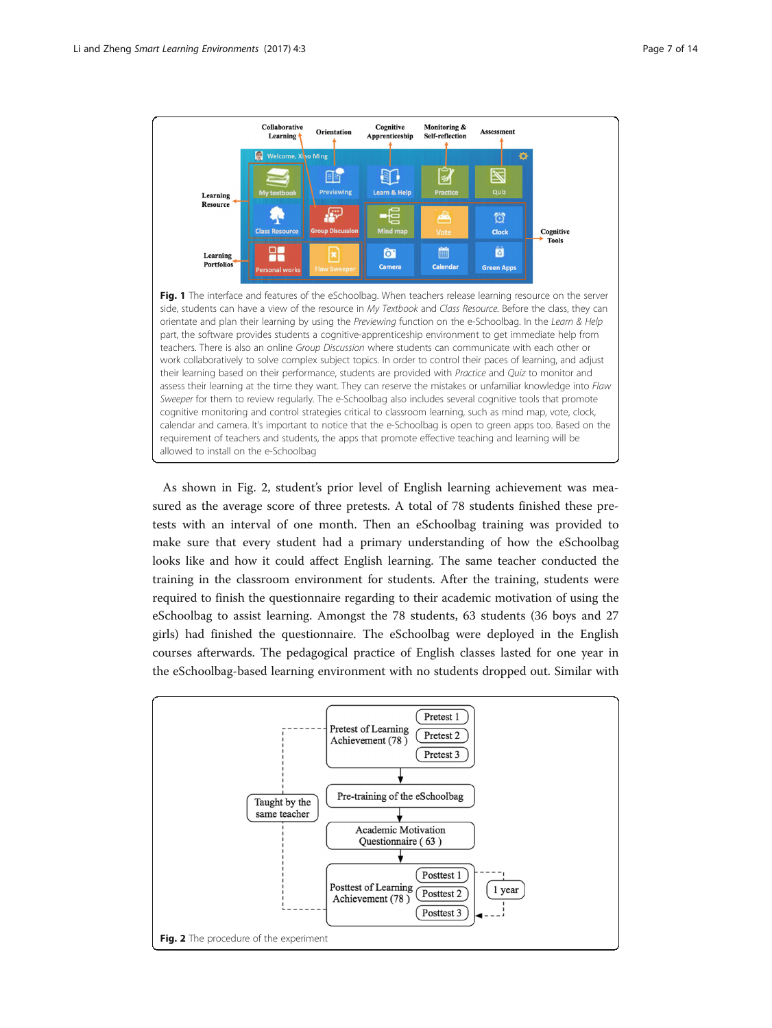Collaborative Learning

Orientation

Cognitive Apprenticeship

Monitoring & Self-reflection

Assessment

Welcome, Xiao Ming

My textbook

Previewing

Learn & Help

Practice

Quiz

Learning Resource

Class Resource

Group Discussion

Mind map

Vote

Clock

Cognitive Tools

Learning Portfolios

Personal works

Flaw Sweeper

Camera

Calendar

Green Apps

**Fig. 1** The interface and features of the eSchoolbag. When teachers release learning resource on the server side, students can have a view of the resource in *My Textbook* and *Class Resource*. Before the class, they can orientate and plan their learning by using the *Previewing* function on the e-Schoolbag. In the *Learn & Help* part, the software provides students a cognitive-apprenticeship environment to get immediate help from teachers. There is also an online *Group Discussion* where students can communicate with each other or work collaboratively to solve complex subject topics. In order to control their paces of learning, and adjust their learning based on their performance, students are provided with *Practice* and *Quiz* to monitor and assess their learning at the time they want. They can reserve the mistakes or unfamiliar knowledge into *Flaw Sweeper* for them to review regularly. The e-Schoolbag also includes several cognitive tools that promote cognitive monitoring and control strategies critical to classroom learning, such as mind map, vote, clock, calendar and camera. It's important to notice that the e-Schoolbag is open to green apps too. Based on the requirement of teachers and students, the apps that promote effective teaching and learning will be allowed to install on the e-Schoolbag

As shown in Fig. 2, student's prior level of English learning achievement was measured as the average score of three pretests. A total of 78 students finished these pretests with an interval of one month. Then an eSchoolbag training was provided to make sure that every student had a primary understanding of how the eSchoolbag looks like and how it could affect English learning. The same teacher conducted the training in the classroom environment for students. After the training, students were required to finish the questionnaire regarding to their academic motivation of using the eSchoolbag to assist learning. Amongst the 78 students, 63 students (36 boys and 27 girls) had finished the questionnaire. The eSchoolbag were deployed in the English courses afterwards. The pedagogical practice of English classes lasted for one year in the eSchoolbag-based learning environment with no students dropped out. Similar with

Pretest of Learning Achievement (78 )

Pretest 1

Pretest 2

Pretest 3

Taught by the same teacher

Pre-training of the eSchoolbag

Academic Motivation Questionnaire ( 63 )

Posttest of Learning Achievement (78 )

Posttest 1

Posttest 2

Posttest 3

1 year

**Fig. 2** The procedure of the experiment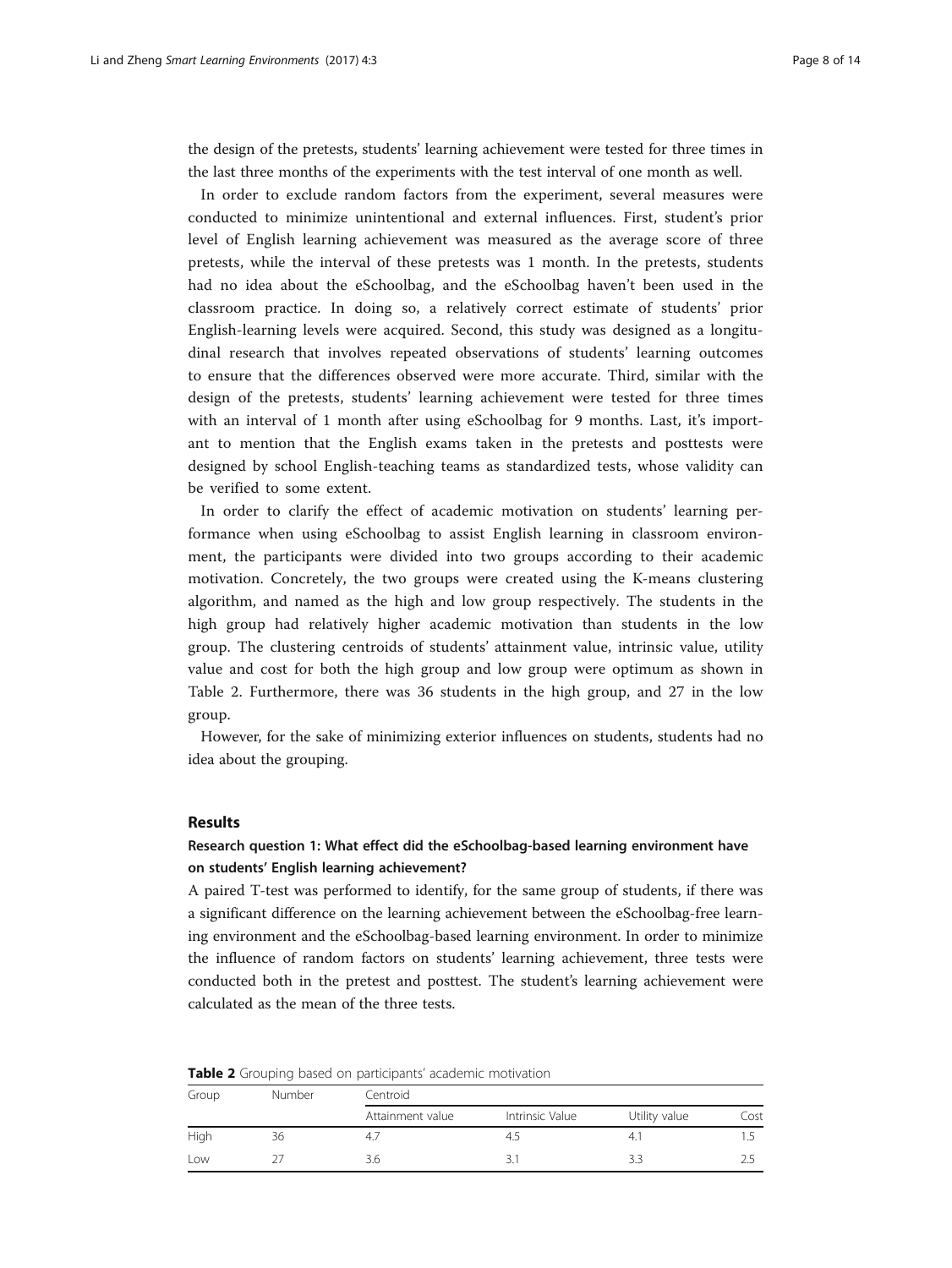the design of the pretests, students' learning achievement were tested for three times in the last three months of the experiments with the test interval of one month as well.

In order to exclude random factors from the experiment, several measures were conducted to minimize unintentional and external influences. First, student's prior level of English learning achievement was measured as the average score of three pretests, while the interval of these pretests was 1 month. In the pretests, students had no idea about the eSchoolbag, and the eSchoolbag haven't been used in the classroom practice. In doing so, a relatively correct estimate of students' prior English-learning levels were acquired. Second, this study was designed as a longitudinal research that involves repeated observations of students' learning outcomes to ensure that the differences observed were more accurate. Third, similar with the design of the pretests, students' learning achievement were tested for three times with an interval of 1 month after using eSchoolbag for 9 months. Last, it's important to mention that the English exams taken in the pretests and posttests were designed by school English-teaching teams as standardized tests, whose validity can be verified to some extent.

In order to clarify the effect of academic motivation on students' learning performance when using eSchoolbag to assist English learning in classroom environment, the participants were divided into two groups according to their academic motivation. Concretely, the two groups were created using the K-means clustering algorithm, and named as the high and low group respectively. The students in the high group had relatively higher academic motivation than students in the low group. The clustering centroids of students' attainment value, intrinsic value, utility value and cost for both the high group and low group were optimum as shown in Table 2. Furthermore, there was 36 students in the high group, and 27 in the low group.

However, for the sake of minimizing exterior influences on students, students had no idea about the grouping.

## Results

### Research question 1: What effect did the eSchoolbag-based learning environment have on students' English learning achievement?

A paired T-test was performed to identify, for the same group of students, if there was a significant difference on the learning achievement between the eSchoolbag-free learning environment and the eSchoolbag-based learning environment. In order to minimize the influence of random factors on students' learning achievement, three tests were conducted both in the pretest and posttest. The student's learning achievement were calculated as the mean of the three tests.

**Table 2** Grouping based on participants' academic motivation

| Group | Number | Centroid | | | |
|---|---|---|---|---|---|
| | | Attainment value | Intrinsic Value | Utility value | Cost |
| High | 36 | 4.7 | 4.5 | 4.1 | 1.5 |
| Low | 27 | 3.6 | 3.1 | 3.3 | 2.5 |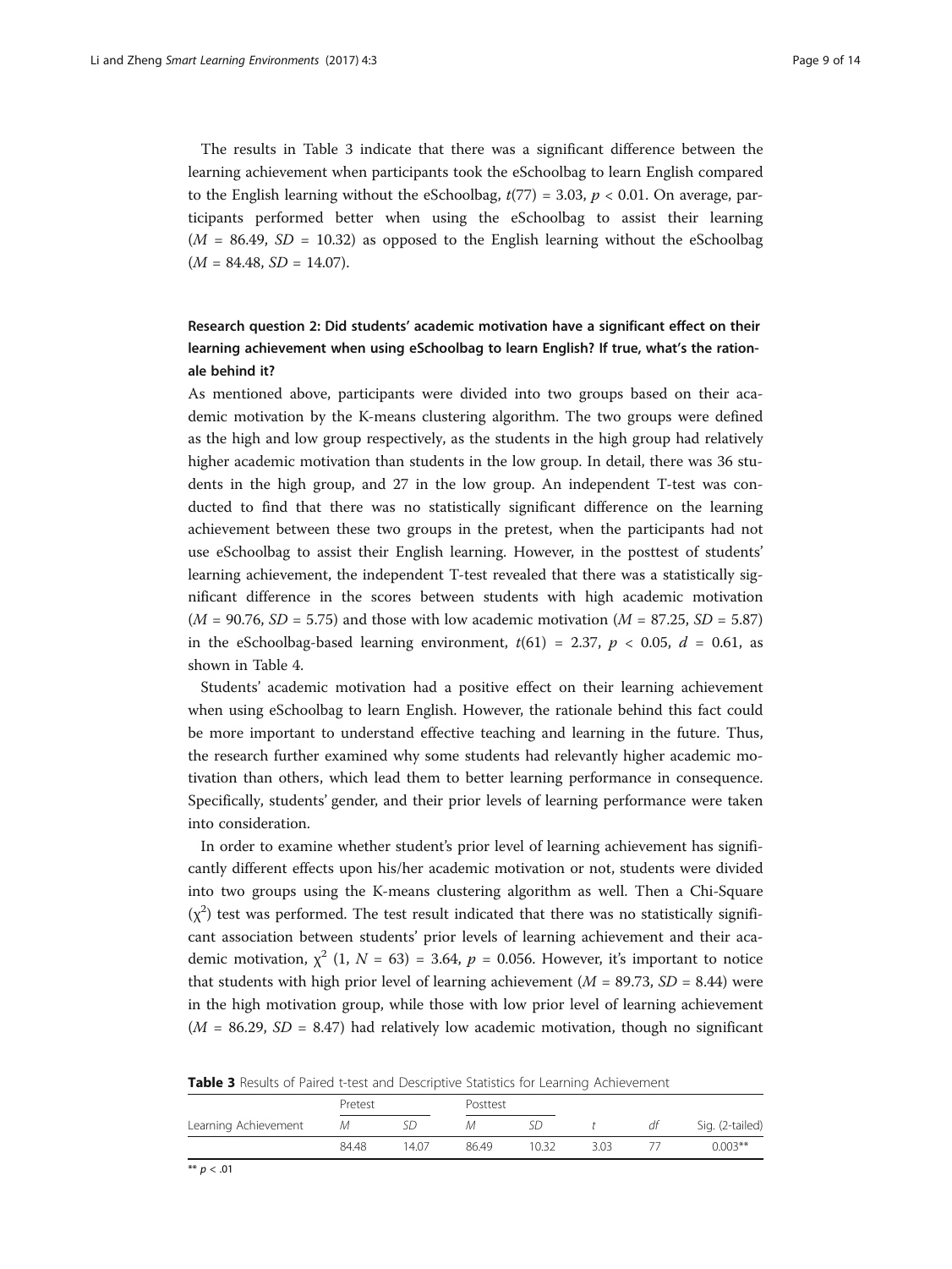The results in Table 3 indicate that there was a significant difference between the learning achievement when participants took the eSchoolbag to learn English compared to the English learning without the eSchoolbag, $t(77) = 3.03$, $p < 0.01$. On average, participants performed better when using the eSchoolbag to assist their learning ($M = 86.49$, $SD = 10.32$) as opposed to the English learning without the eSchoolbag ($M = 84.48$, $SD = 14.07$).

### Research question 2: Did students' academic motivation have a significant effect on their learning achievement when using eSchoolbag to learn English? If true, what's the rationale behind it?

As mentioned above, participants were divided into two groups based on their academic motivation by the K-means clustering algorithm. The two groups were defined as the high and low group respectively, as the students in the high group had relatively higher academic motivation than students in the low group. In detail, there was 36 students in the high group, and 27 in the low group. An independent T-test was conducted to find that there was no statistically significant difference on the learning achievement between these two groups in the pretest, when the participants had not use eSchoolbag to assist their English learning. However, in the posttest of students' learning achievement, the independent T-test revealed that there was a statistically significant difference in the scores between students with high academic motivation ($M = 90.76$, $SD = 5.75$) and those with low academic motivation ($M = 87.25$, $SD = 5.87$) in the eSchoolbag-based learning environment, $t(61) = 2.37$, $p < 0.05$, $d = 0.61$, as shown in Table 4.

Students' academic motivation had a positive effect on their learning achievement when using eSchoolbag to learn English. However, the rationale behind this fact could be more important to understand effective teaching and learning in the future. Thus, the research further examined why some students had relevantly higher academic motivation than others, which lead them to better learning performance in consequence. Specifically, students' gender, and their prior levels of learning performance were taken into consideration.

In order to examine whether student's prior level of learning achievement has significantly different effects upon his/her academic motivation or not, students were divided into two groups using the K-means clustering algorithm as well. Then a Chi-Square ($\chi^2$) test was performed. The test result indicated that there was no statistically significant association between students' prior levels of learning achievement and their academic motivation, $\chi^2$ $(1, N = 63) = 3.64$, $p = 0.056$. However, it's important to notice that students with high prior level of learning achievement ($M = 89.73$, $SD = 8.44$) were in the high motivation group, while those with low prior level of learning achievement ($M = 86.29$, $SD = 8.47$) had relatively low academic motivation, though no significant

**Table 3** Results of Paired t-test and Descriptive Statistics for Learning Achievement

| | Pretest | | Posttest | | | | |
|---|---|---|---|---|---|---|---|
| Learning Achievement | *M* | *SD* | *M* | *SD* | *t* | *df* | Sig. (2-tailed) |
| | 84.48 | 14.07 | 86.49 | 10.32 | 3.03 | 77 | 0.003** |

** $p < .01$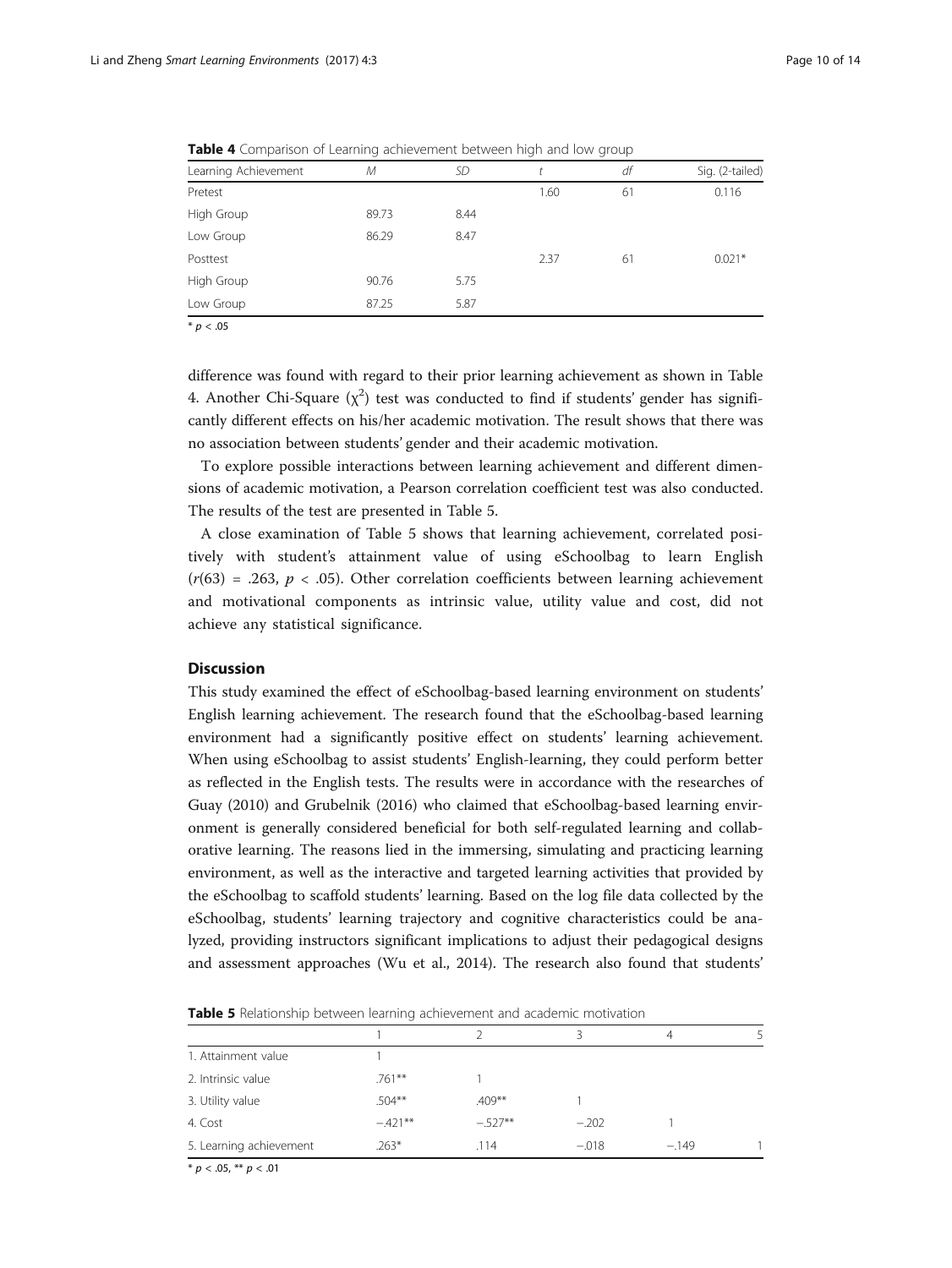**Table 4** Comparison of Learning achievement between high and low group

| Learning Achievement | *M* | *SD* | *t* | *df* | Sig. (2-tailed) |
|---|---|---|---|---|---|
| Pretest | | | 1.60 | 61 | 0.116 |
| High Group | 89.73 | 8.44 | | | |
| Low Group | 86.29 | 8.47 | | | |
| Posttest | | | 2.37 | 61 | 0.021* |
| High Group | 90.76 | 5.75 | | | |
| Low Group | 87.25 | 5.87 | | | |

* $p < .05$

difference was found with regard to their prior learning achievement as shown in Table 4. Another Chi-Square ($\chi^2$) test was conducted to find if students' gender has significantly different effects on his/her academic motivation. The result shows that there was no association between students' gender and their academic motivation.

To explore possible interactions between learning achievement and different dimensions of academic motivation, a Pearson correlation coefficient test was also conducted. The results of the test are presented in Table 5.

A close examination of Table 5 shows that learning achievement, correlated positively with student's attainment value of using eSchoolbag to learn English ($r(63) = .263$, $p < .05$). Other correlation coefficients between learning achievement and motivational components as intrinsic value, utility value and cost, did not achieve any statistical significance.

## Discussion

This study examined the effect of eSchoolbag-based learning environment on students' English learning achievement. The research found that the eSchoolbag-based learning environment had a significantly positive effect on students' learning achievement. When using eSchoolbag to assist students' English-learning, they could perform better as reflected in the English tests. The results were in accordance with the researches of Guay (2010) and Grubelnik (2016) who claimed that eSchoolbag-based learning environment is generally considered beneficial for both self-regulated learning and collaborative learning. The reasons lied in the immersing, simulating and practicing learning environment, as well as the interactive and targeted learning activities that provided by the eSchoolbag to scaffold students' learning. Based on the log file data collected by the eSchoolbag, students' learning trajectory and cognitive characteristics could be analyzed, providing instructors significant implications to adjust their pedagogical designs and assessment approaches (Wu et al., 2014). The research also found that students'

**Table 5** Relationship between learning achievement and academic motivation

| | 1 | 2 | 3 | 4 | 5 |
|---|---|---|---|---|---|
| 1. Attainment value | 1 | | | | |
| 2. Intrinsic value | .761** | 1 | | | |
| 3. Utility value | .504** | .409** | 1 | | |
| 4. Cost | −.421** | −.527** | −.202 | 1 | |
| 5. Learning achievement | .263* | .114 | −.018 | −.149 | 1 |

* $p < .05$, ** $p < .01$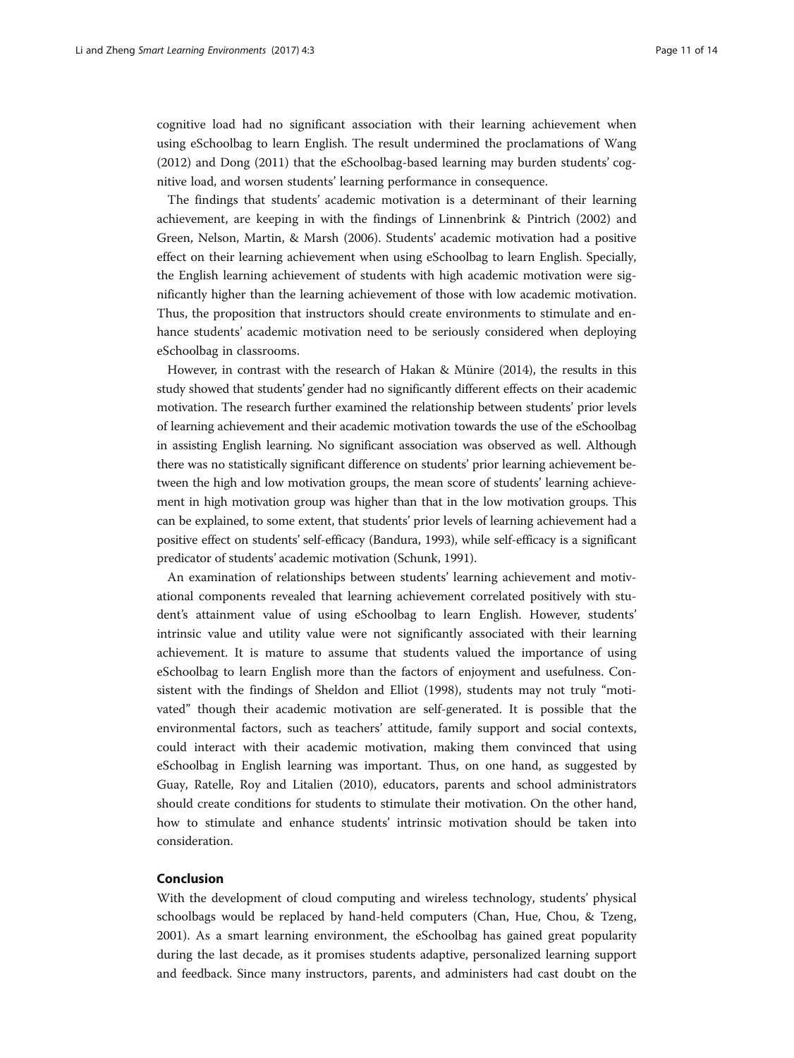cognitive load had no significant association with their learning achievement when using eSchoolbag to learn English. The result undermined the proclamations of Wang (2012) and Dong (2011) that the eSchoolbag-based learning may burden students' cognitive load, and worsen students' learning performance in consequence.

The findings that students' academic motivation is a determinant of their learning achievement, are keeping in with the findings of Linnenbrink & Pintrich (2002) and Green, Nelson, Martin, & Marsh (2006). Students' academic motivation had a positive effect on their learning achievement when using eSchoolbag to learn English. Specially, the English learning achievement of students with high academic motivation were significantly higher than the learning achievement of those with low academic motivation. Thus, the proposition that instructors should create environments to stimulate and enhance students' academic motivation need to be seriously considered when deploying eSchoolbag in classrooms.

However, in contrast with the research of Hakan & Münire (2014), the results in this study showed that students' gender had no significantly different effects on their academic motivation. The research further examined the relationship between students' prior levels of learning achievement and their academic motivation towards the use of the eSchoolbag in assisting English learning. No significant association was observed as well. Although there was no statistically significant difference on students' prior learning achievement between the high and low motivation groups, the mean score of students' learning achievement in high motivation group was higher than that in the low motivation groups. This can be explained, to some extent, that students' prior levels of learning achievement had a positive effect on students' self-efficacy (Bandura, 1993), while self-efficacy is a significant predicator of students' academic motivation (Schunk, 1991).

An examination of relationships between students' learning achievement and motivational components revealed that learning achievement correlated positively with student's attainment value of using eSchoolbag to learn English. However, students' intrinsic value and utility value were not significantly associated with their learning achievement. It is mature to assume that students valued the importance of using eSchoolbag to learn English more than the factors of enjoyment and usefulness. Consistent with the findings of Sheldon and Elliot (1998), students may not truly "motivated" though their academic motivation are self-generated. It is possible that the environmental factors, such as teachers' attitude, family support and social contexts, could interact with their academic motivation, making them convinced that using eSchoolbag in English learning was important. Thus, on one hand, as suggested by Guay, Ratelle, Roy and Litalien (2010), educators, parents and school administrators should create conditions for students to stimulate their motivation. On the other hand, how to stimulate and enhance students' intrinsic motivation should be taken into consideration.

## Conclusion

With the development of cloud computing and wireless technology, students' physical schoolbags would be replaced by hand-held computers (Chan, Hue, Chou, & Tzeng, 2001). As a smart learning environment, the eSchoolbag has gained great popularity during the last decade, as it promises students adaptive, personalized learning support and feedback. Since many instructors, parents, and administers had cast doubt on the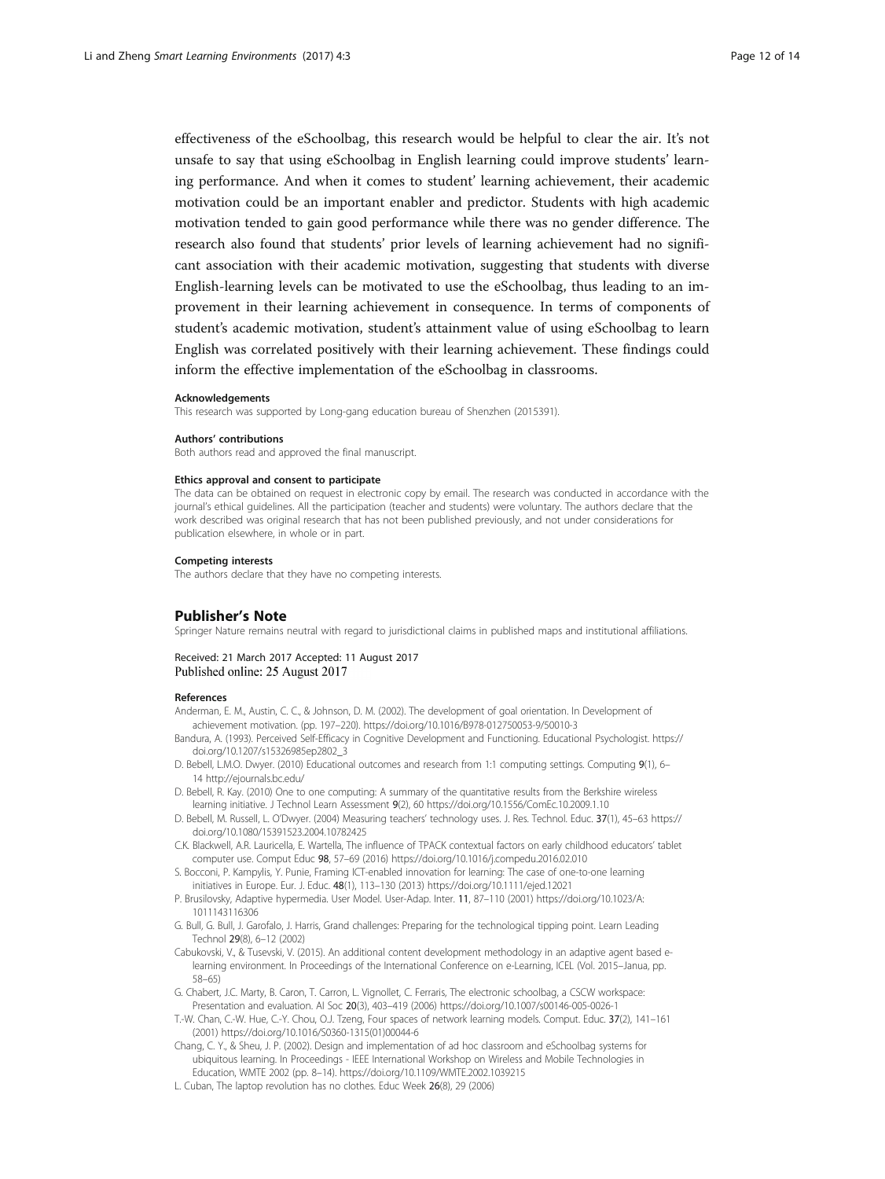effectiveness of the eSchoolbag, this research would be helpful to clear the air. It's not unsafe to say that using eSchoolbag in English learning could improve students' learning performance. And when it comes to student' learning achievement, their academic motivation could be an important enabler and predictor. Students with high academic motivation tended to gain good performance while there was no gender difference. The research also found that students' prior levels of learning achievement had no significant association with their academic motivation, suggesting that students with diverse English-learning levels can be motivated to use the eSchoolbag, thus leading to an improvement in their learning achievement in consequence. In terms of components of student's academic motivation, student's attainment value of using eSchoolbag to learn English was correlated positively with their learning achievement. These findings could inform the effective implementation of the eSchoolbag in classrooms.

#### Acknowledgements

This research was supported by Long-gang education bureau of Shenzhen (2015391).

#### Authors' contributions

Both authors read and approved the final manuscript.

#### Ethics approval and consent to participate

The data can be obtained on request in electronic copy by email. The research was conducted in accordance with the journal's ethical guidelines. All the participation (teacher and students) were voluntary. The authors declare that the work described was original research that has not been published previously, and not under considerations for publication elsewhere, in whole or in part.

#### Competing interests

The authors declare that they have no competing interests.

## Publisher's Note

Springer Nature remains neutral with regard to jurisdictional claims in published maps and institutional affiliations.

Received: 21 March 2017 Accepted: 11 August 2017
Published online: 25 August 2017

#### References

Anderman, E. M., Austin, C. C., & Johnson, D. M. (2002). The development of goal orientation. In Development of achievement motivation. (pp. 197–220). https://doi.org/10.1016/B978-012750053-9/50010-3

Bandura, A. (1993). Perceived Self-Efficacy in Cognitive Development and Functioning. Educational Psychologist. https://doi.org/10.1207/s15326985ep2802_3

D. Bebell, L.M.O. Dwyer. (2010) Educational outcomes and research from 1:1 computing settings. Computing **9**(1), 6–14 http://ejournals.bc.edu/

D. Bebell, R. Kay. (2010) One to one computing: A summary of the quantitative results from the Berkshire wireless learning initiative. J Technol Learn Assessment **9**(2), 60 https://doi.org/10.1556/ComEc.10.2009.1.10

D. Bebell, M. Russell, L. O'Dwyer. (2004) Measuring teachers' technology uses. J. Res. Technol. Educ. **37**(1), 45–63 https://doi.org/10.1080/15391523.2004.10782425

C.K. Blackwell, A.R. Lauricella, E. Wartella, The influence of TPACK contextual factors on early childhood educators' tablet computer use. Comput Educ **98**, 57–69 (2016) https://doi.org/10.1016/j.compedu.2016.02.010

S. Bocconi, P. Kampylis, Y. Punie, Framing ICT-enabled innovation for learning: The case of one-to-one learning initiatives in Europe. Eur. J. Educ. **48**(1), 113–130 (2013) https://doi.org/10.1111/ejed.12021

P. Brusilovsky, Adaptive hypermedia. User Model. User-Adap. Inter. **11**, 87–110 (2001) https://doi.org/10.1023/A:1011143116306

G. Bull, G. Bull, J. Garofalo, J. Harris, Grand challenges: Preparing for the technological tipping point. Learn Leading Technol **29**(8), 6–12 (2002)

Cabukovski, V., & Tusevski, V. (2015). An additional content development methodology in an adaptive agent based e-learning environment. In Proceedings of the International Conference on e-Learning, ICEL (Vol. 2015–Janua, pp. 58–65)

G. Chabert, J.C. Marty, B. Caron, T. Carron, L. Vignollet, C. Ferraris, The electronic schoolbag, a CSCW workspace: Presentation and evaluation. AI Soc **20**(3), 403–419 (2006) https://doi.org/10.1007/s00146-005-0026-1

T.-W. Chan, C.-W. Hue, C.-Y. Chou, O.J. Tzeng, Four spaces of network learning models. Comput. Educ. **37**(2), 141–161 (2001) https://doi.org/10.1016/S0360-1315(01)00044-6

Chang, C. Y., & Sheu, J. P. (2002). Design and implementation of ad hoc classroom and eSchoolbag systems for ubiquitous learning. In Proceedings - IEEE International Workshop on Wireless and Mobile Technologies in Education, WMTE 2002 (pp. 8–14). https://doi.org/10.1109/WMTE.2002.1039215

L. Cuban, The laptop revolution has no clothes. Educ Week **26**(8), 29 (2006)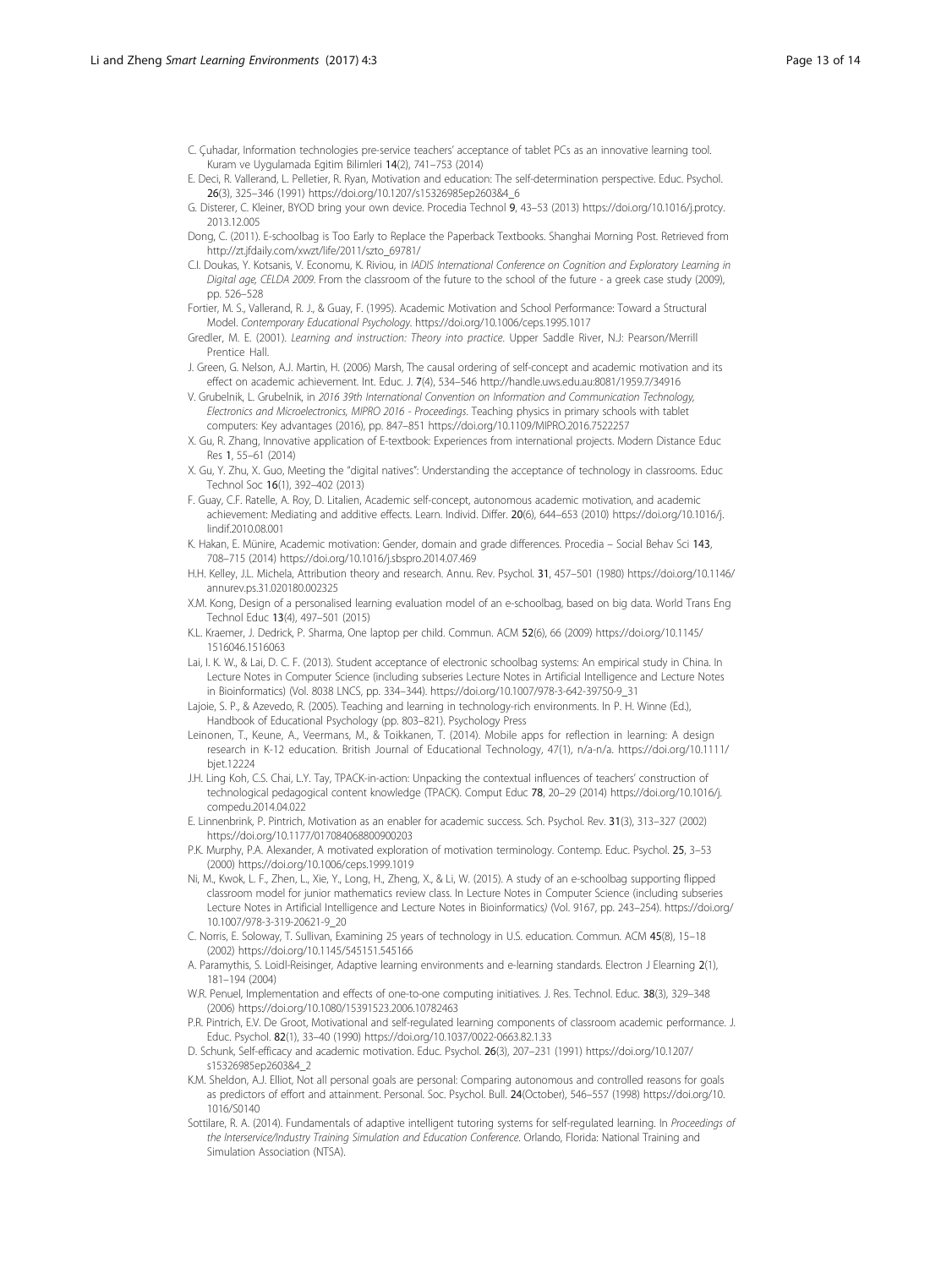C. Çuhadar, Information technologies pre-service teachers' acceptance of tablet PCs as an innovative learning tool. Kuram ve Uygulamada Egitim Bilimleri **14**(2), 741–753 (2014)

E. Deci, R. Vallerand, L. Pelletier, R. Ryan, Motivation and education: The self-determination perspective. Educ. Psychol. **26**(3), 325–346 (1991) https://doi.org/10.1207/s15326985ep2603&4_6

G. Disterer, C. Kleiner, BYOD bring your own device. Procedia Technol **9**, 43–53 (2013) https://doi.org/10.1016/j.protcy.2013.12.005

Dong, C. (2011). E-schoolbag is Too Early to Replace the Paperback Textbooks. Shanghai Morning Post. Retrieved from http://zt.jfdaily.com/xwzt/life/2011/szto_69781/

C.I. Doukas, Y. Kotsanis, V. Economu, K. Riviou, in *IADIS International Conference on Cognition and Exploratory Learning in Digital age, CELDA 2009*. From the classroom of the future to the school of the future - a greek case study (2009), pp. 526–528

Fortier, M. S., Vallerand, R. J., & Guay, F. (1995). Academic Motivation and School Performance: Toward a Structural Model. *Contemporary Educational Psychology*. https://doi.org/10.1006/ceps.1995.1017

Gredler, M. E. (2001). *Learning and instruction: Theory into practice*. Upper Saddle River, N.J: Pearson/Merrill Prentice Hall.

J. Green, G. Nelson, A.J. Martin, H. (2006) Marsh, The causal ordering of self-concept and academic motivation and its effect on academic achievement. Int. Educ. J. **7**(4), 534–546 http://handle.uws.edu.au:8081/1959.7/34916

V. Grubelnik, L. Grubelnik, in *2016 39th International Convention on Information and Communication Technology, Electronics and Microelectronics, MIPRO 2016 - Proceedings*. Teaching physics in primary schools with tablet computers: Key advantages (2016), pp. 847–851 https://doi.org/10.1109/MIPRO.2016.7522257

X. Gu, R. Zhang, Innovative application of E-textbook: Experiences from international projects. Modern Distance Educ Res **1**, 55–61 (2014)

X. Gu, Y. Zhu, X. Guo, Meeting the "digital natives": Understanding the acceptance of technology in classrooms. Educ Technol Soc **16**(1), 392–402 (2013)

F. Guay, C.F. Ratelle, A. Roy, D. Litalien, Academic self-concept, autonomous academic motivation, and academic achievement: Mediating and additive effects. Learn. Individ. Differ. **20**(6), 644–653 (2010) https://doi.org/10.1016/j.lindif.2010.08.001

K. Hakan, E. Münire, Academic motivation: Gender, domain and grade differences. Procedia – Social Behav Sci **143**, 708–715 (2014) https://doi.org/10.1016/j.sbspro.2014.07.469

H.H. Kelley, J.L. Michela, Attribution theory and research. Annu. Rev. Psychol. **31**, 457–501 (1980) https://doi.org/10.1146/annurev.ps.31.020180.002325

X.M. Kong, Design of a personalised learning evaluation model of an e-schoolbag, based on big data. World Trans Eng Technol Educ **13**(4), 497–501 (2015)

K.L. Kraemer, J. Dedrick, P. Sharma, One laptop per child. Commun. ACM **52**(6), 66 (2009) https://doi.org/10.1145/1516046.1516063

Lai, I. K. W., & Lai, D. C. F. (2013). Student acceptance of electronic schoolbag systems: An empirical study in China. In Lecture Notes in Computer Science (including subseries Lecture Notes in Artificial Intelligence and Lecture Notes in Bioinformatics) (Vol. 8038 LNCS, pp. 334–344). https://doi.org/10.1007/978-3-642-39750-9_31

Lajoie, S. P., & Azevedo, R. (2005). Teaching and learning in technology-rich environments. In P. H. Winne (Ed.), Handbook of Educational Psychology (pp. 803–821). Psychology Press

Leinonen, T., Keune, A., Veermans, M., & Toikkanen, T. (2014). Mobile apps for reflection in learning: A design research in K-12 education. British Journal of Educational Technology, 47(1), n/a-n/a. https://doi.org/10.1111/bjet.12224

J.H. Ling Koh, C.S. Chai, L.Y. Tay, TPACK-in-action: Unpacking the contextual influences of teachers' construction of technological pedagogical content knowledge (TPACK). Comput Educ **78**, 20–29 (2014) https://doi.org/10.1016/j.compedu.2014.04.022

E. Linnenbrink, P. Pintrich, Motivation as an enabler for academic success. Sch. Psychol. Rev. **31**(3), 313–327 (2002) https://doi.org/10.1177/017084068800900203

P.K. Murphy, P.A. Alexander, A motivated exploration of motivation terminology. Contemp. Educ. Psychol. **25**, 3–53 (2000) https://doi.org/10.1006/ceps.1999.1019

Ni, M., Kwok, L. F., Zhen, L., Xie, Y., Long, H., Zheng, X., & Li, W. (2015). A study of an e-schoolbag supporting flipped classroom model for junior mathematics review class. In Lecture Notes in Computer Science (including subseries Lecture Notes in Artificial Intelligence and Lecture Notes in Bioinformatics) (Vol. 9167, pp. 243–254). https://doi.org/10.1007/978-3-319-20621-9_20

C. Norris, E. Soloway, T. Sullivan, Examining 25 years of technology in U.S. education. Commun. ACM **45**(8), 15–18 (2002) https://doi.org/10.1145/545151.545166

A. Paramythis, S. Loidl-Reisinger, Adaptive learning environments and e-learning standards. Electron J Elearning **2**(1), 181–194 (2004)

W.R. Penuel, Implementation and effects of one-to-one computing initiatives. J. Res. Technol. Educ. **38**(3), 329–348 (2006) https://doi.org/10.1080/15391523.2006.10782463

P.R. Pintrich, E.V. De Groot, Motivational and self-regulated learning components of classroom academic performance. J. Educ. Psychol. **82**(1), 33–40 (1990) https://doi.org/10.1037/0022-0663.82.1.33

D. Schunk, Self-efficacy and academic motivation. Educ. Psychol. **26**(3), 207–231 (1991) https://doi.org/10.1207/s15326985ep2603&4_2

K.M. Sheldon, A.J. Elliot, Not all personal goals are personal: Comparing autonomous and controlled reasons for goals as predictors of effort and attainment. Personal. Soc. Psychol. Bull. **24**(October), 546–557 (1998) https://doi.org/10.1016/S0140

Sottilare, R. A. (2014). Fundamentals of adaptive intelligent tutoring systems for self-regulated learning. In *Proceedings of the Interservice/Industry Training Simulation and Education Conference*. Orlando, Florida: National Training and Simulation Association (NTSA).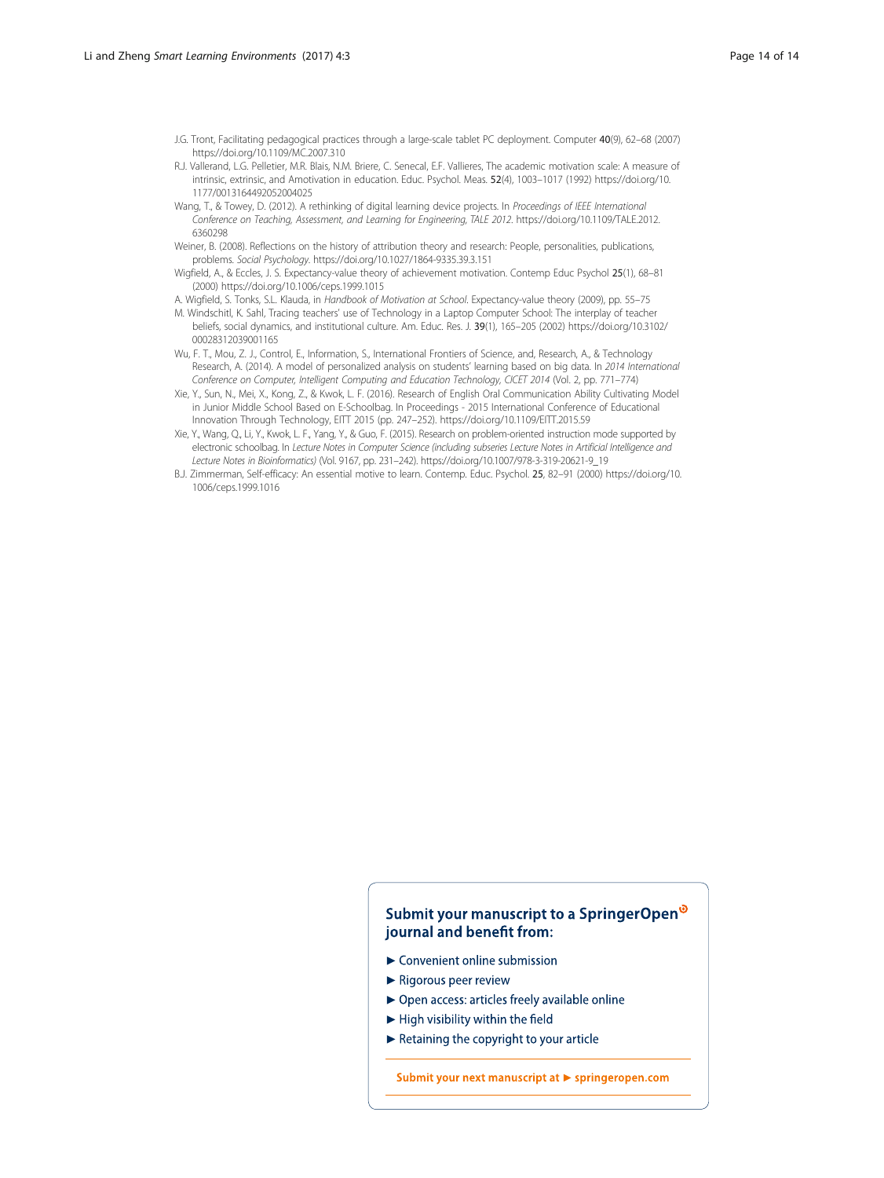J.G. Tront, Facilitating pedagogical practices through a large-scale tablet PC deployment. Computer **40**(9), 62–68 (2007) https://doi.org/10.1109/MC.2007.310

R.J. Vallerand, L.G. Pelletier, M.R. Blais, N.M. Briere, C. Senecal, E.F. Vallieres, The academic motivation scale: A measure of intrinsic, extrinsic, and Amotivation in education. Educ. Psychol. Meas. **52**(4), 1003–1017 (1992) https://doi.org/10.1177/0013164492052004025

Wang, T., & Towey, D. (2012). A rethinking of digital learning device projects. In *Proceedings of IEEE International Conference on Teaching, Assessment, and Learning for Engineering, TALE 2012*. https://doi.org/10.1109/TALE.2012.6360298

Weiner, B. (2008). Reflections on the history of attribution theory and research: People, personalities, publications, problems. *Social Psychology*. https://doi.org/10.1027/1864-9335.39.3.151

Wigfield, A., & Eccles, J. S. Expectancy-value theory of achievement motivation. Contemp Educ Psychol **25**(1), 68–81 (2000) https://doi.org/10.1006/ceps.1999.1015

A. Wigfield, S. Tonks, S.L. Klauda, in *Handbook of Motivation at School*. Expectancy-value theory (2009), pp. 55–75

M. Windschitl, K. Sahl, Tracing teachers' use of Technology in a Laptop Computer School: The interplay of teacher beliefs, social dynamics, and institutional culture. Am. Educ. Res. J. **39**(1), 165–205 (2002) https://doi.org/10.3102/00028312039001165

Wu, F. T., Mou, Z. J., Control, E., Information, S., International Frontiers of Science, and, Research, A., & Technology Research, A. (2014). A model of personalized analysis on students' learning based on big data. In *2014 International Conference on Computer, Intelligent Computing and Education Technology, CICET 2014* (Vol. 2, pp. 771–774)

Xie, Y., Sun, N., Mei, X., Kong, Z., & Kwok, L. F. (2016). Research of English Oral Communication Ability Cultivating Model in Junior Middle School Based on E-Schoolbag. In Proceedings - 2015 International Conference of Educational Innovation Through Technology, EITT 2015 (pp. 247–252). https://doi.org/10.1109/EITT.2015.59

Xie, Y., Wang, Q., Li, Y., Kwok, L. F., Yang, Y., & Guo, F. (2015). Research on problem-oriented instruction mode supported by electronic schoolbag. In *Lecture Notes in Computer Science (including subseries Lecture Notes in Artificial Intelligence and Lecture Notes in Bioinformatics)* (Vol. 9167, pp. 231–242). https://doi.org/10.1007/978-3-319-20621-9_19

B.J. Zimmerman, Self-efficacy: An essential motive to learn. Contemp. Educ. Psychol. **25**, 82–91 (2000) https://doi.org/10.1006/ceps.1999.1016

**Submit your manuscript to a SpringerOpen journal and benefit from:**

- ► Convenient online submission
- ► Rigorous peer review
- ► Open access: articles freely available online
- ► High visibility within the field
- ► Retaining the copyright to your article

**Submit your next manuscript at ► springeropen.com**